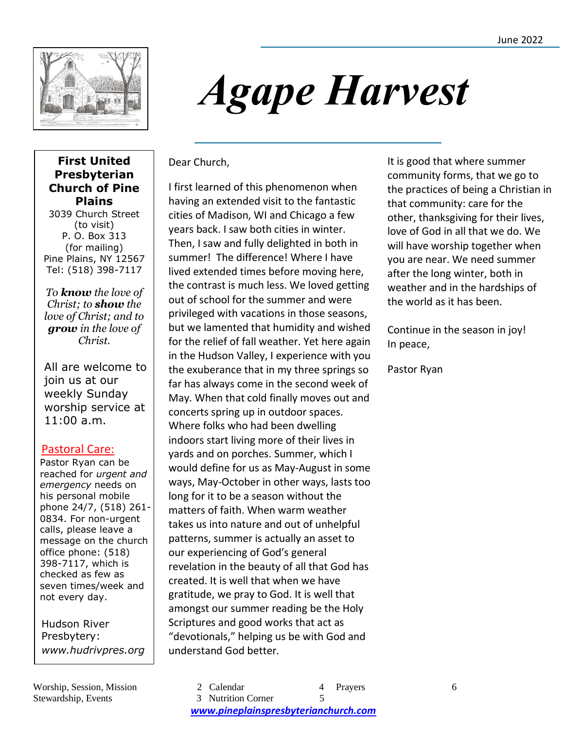June 2022

# Agape Harvest

**First United Presbyterian Church of Pine Plains**

3039 Church Street
(to visit)
P. O. Box 313
(for mailing)
Pine Plains, NY 12567
Tel: (518) 398-7117

*To **know** the love of Christ; to **show** the love of Christ; and to **grow** in the love of Christ.*

All are welcome to join us at our weekly Sunday worship service at 11:00 a.m.

## Pastoral Care:

Pastor Ryan can be reached for *urgent and emergency* needs on his personal mobile phone 24/7, (518) 261-0834. For non-urgent calls, please leave a message on the church office phone: (518) 398-7117, which is checked as few as seven times/week and not every day.

Hudson River Presbytery:
*www.hudrivpres.org*

Dear Church,

I first learned of this phenomenon when having an extended visit to the fantastic cities of Madison, WI and Chicago a few years back. I saw both cities in winter. Then, I saw and fully delighted in both in summer! The difference! Where I have lived extended times before moving here, the contrast is much less. We loved getting out of school for the summer and were privileged with vacations in those seasons, but we lamented that humidity and wished for the relief of fall weather. Yet here again in the Hudson Valley, I experience with you the exuberance that in my three springs so far has always come in the second week of May. When that cold finally moves out and concerts spring up in outdoor spaces. Where folks who had been dwelling indoors start living more of their lives in yards and on porches. Summer, which I would define for us as May-August in some ways, May-October in other ways, lasts too long for it to be a season without the matters of faith. When warm weather takes us into nature and out of unhelpful patterns, summer is actually an asset to our experiencing of God's general revelation in the beauty of all that God has created. It is well that when we have gratitude, we pray to God. It is well that amongst our summer reading be the Holy Scriptures and good works that act as "devotionals," helping us be with God and understand God better.

It is good that where summer community forms, that we go to the practices of being a Christian in that community: care for the other, thanksgiving for their lives, love of God in all that we do. We will have worship together when you are near. We need summer after the long winter, both in weather and in the hardships of the world as it has been.

Continue in the season in joy!
In peace,

Pastor Ryan

| | | | |
|---|---|---|---|
| Worship, Session, Mission | 2 | Calendar | 4 |
| Stewardship, Events | 3 | Nutrition Corner | 5 |
| Prayers | 6 | | |

***www.pineplainspresbyterianchurch.com***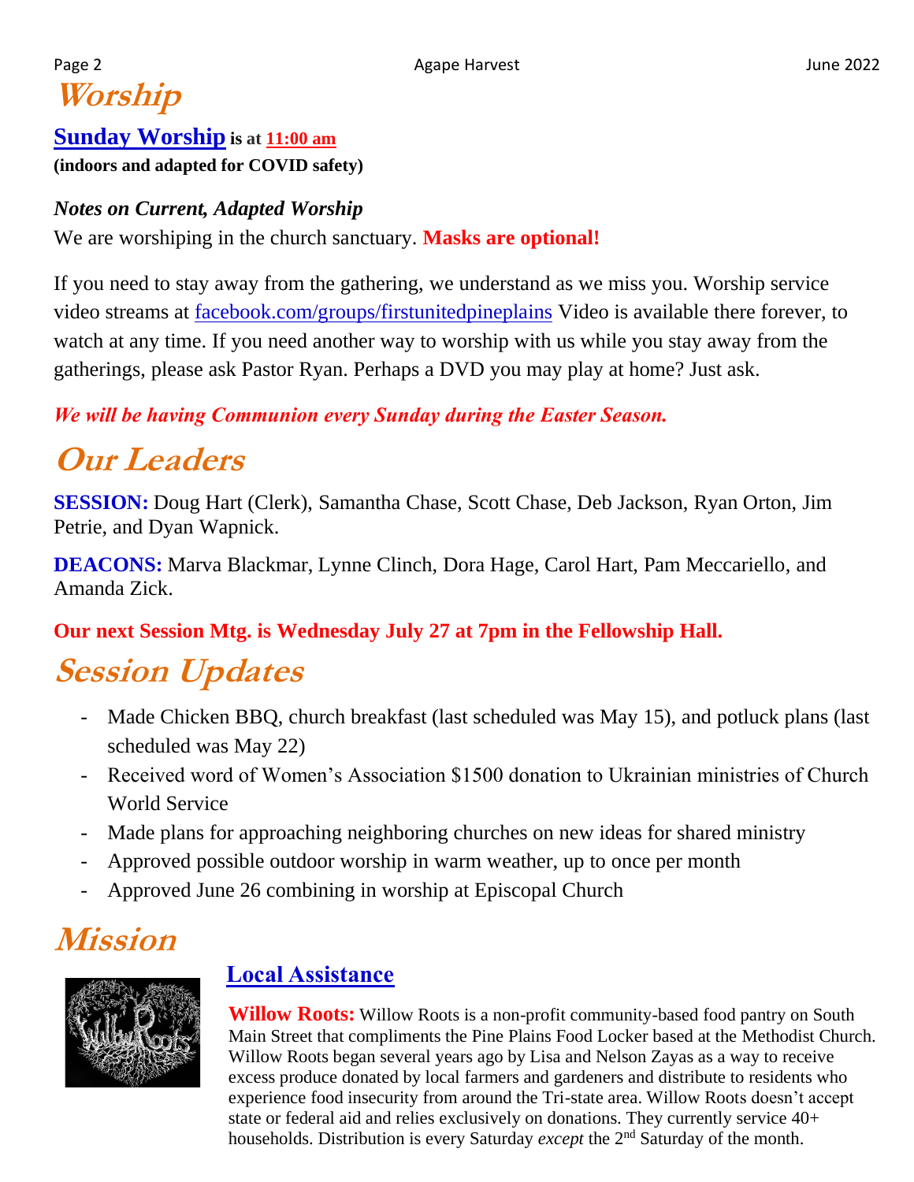# Worship

**Sunday Worship is at 11:00 am**
**(indoors and adapted for COVID safety)**

***Notes on Current, Adapted Worship***

We are worshiping in the church sanctuary. **Masks are optional!**

If you need to stay away from the gathering, we understand as we miss you. Worship service video streams at facebook.com/groups/firstunitedpineplains Video is available there forever, to watch at any time. If you need another way to worship with us while you stay away from the gatherings, please ask Pastor Ryan. Perhaps a DVD you may play at home? Just ask.

***We will be having Communion every Sunday during the Easter Season.***

# Our Leaders

**SESSION:** Doug Hart (Clerk), Samantha Chase, Scott Chase, Deb Jackson, Ryan Orton, Jim Petrie, and Dyan Wapnick.

**DEACONS:** Marva Blackmar, Lynne Clinch, Dora Hage, Carol Hart, Pam Meccariello, and Amanda Zick.

**Our next Session Mtg. is Wednesday July 27 at 7pm in the Fellowship Hall.**

# Session Updates

- Made Chicken BBQ, church breakfast (last scheduled was May 15), and potluck plans (last scheduled was May 22)
- Received word of Women's Association $1500 donation to Ukrainian ministries of Church World Service
- Made plans for approaching neighboring churches on new ideas for shared ministry
- Approved possible outdoor worship in warm weather, up to once per month
- Approved June 26 combining in worship at Episcopal Church

# Mission

## Local Assistance

**Willow Roots:** Willow Roots is a non-profit community-based food pantry on South Main Street that compliments the Pine Plains Food Locker based at the Methodist Church. Willow Roots began several years ago by Lisa and Nelson Zayas as a way to receive excess produce donated by local farmers and gardeners and distribute to residents who experience food insecurity from around the Tri-state area. Willow Roots doesn't accept state or federal aid and relies exclusively on donations. They currently service 40+ households. Distribution is every Saturday *except* the 2nd Saturday of the month.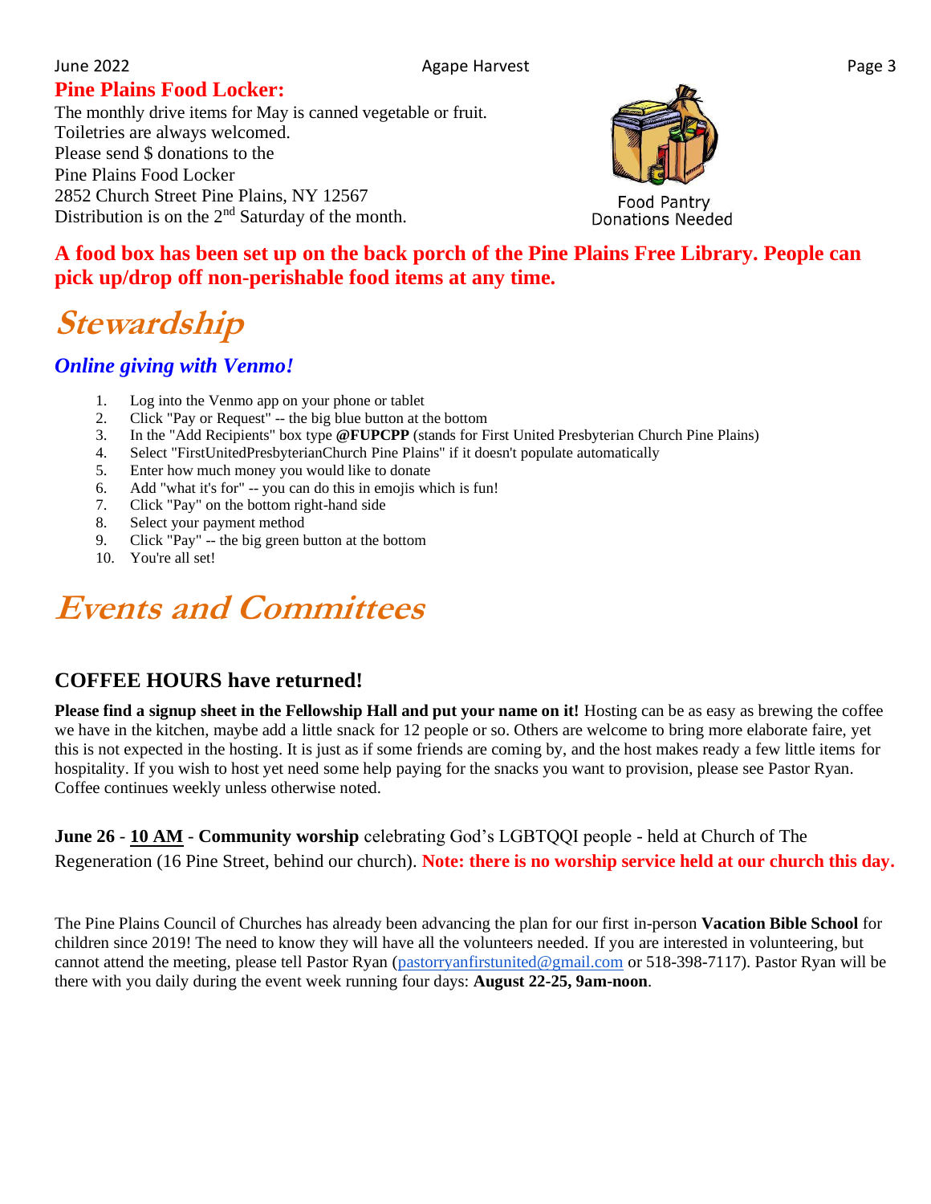## Pine Plains Food Locker:

The monthly drive items for May is canned vegetable or fruit.
Toiletries are always welcomed.
Please send $ donations to the
Pine Plains Food Locker
2852 Church Street Pine Plains, NY 12567
Distribution is on the 2nd Saturday of the month.

Food Pantry
Donations Needed

**A food box has been set up on the back porch of the Pine Plains Free Library. People can pick up/drop off non-perishable food items at any time.**

# Stewardship

### *Online giving with Venmo!*

1. Log into the Venmo app on your phone or tablet
2. Click "Pay or Request" -- the big blue button at the bottom
3. In the "Add Recipients" box type **@FUPCPP** (stands for First United Presbyterian Church Pine Plains)
4. Select "FirstUnitedPresbyterianChurch Pine Plains" if it doesn't populate automatically
5. Enter how much money you would like to donate
6. Add "what it's for" -- you can do this in emojis which is fun!
7. Click "Pay" on the bottom right-hand side
8. Select your payment method
9. Click "Pay" -- the big green button at the bottom
10. You're all set!

# Events and Committees

## COFFEE HOURS have returned!

**Please find a signup sheet in the Fellowship Hall and put your name on it!** Hosting can be as easy as brewing the coffee we have in the kitchen, maybe add a little snack for 12 people or so. Others are welcome to bring more elaborate faire, yet this is not expected in the hosting. It is just as if some friends are coming by, and the host makes ready a few little items for hospitality. If you wish to host yet need some help paying for the snacks you want to provision, please see Pastor Ryan. Coffee continues weekly unless otherwise noted.

**June 26** - **10 AM** - **Community worship** celebrating God's LGBTQQI people - held at Church of The Regeneration (16 Pine Street, behind our church). **Note: there is no worship service held at our church this day.**

The Pine Plains Council of Churches has already been advancing the plan for our first in-person **Vacation Bible School** for children since 2019! The need to know they will have all the volunteers needed. If you are interested in volunteering, but cannot attend the meeting, please tell Pastor Ryan (pastorryanfirstunited@gmail.com or 518-398-7117). Pastor Ryan will be there with you daily during the event week running four days: **August 22-25, 9am-noon**.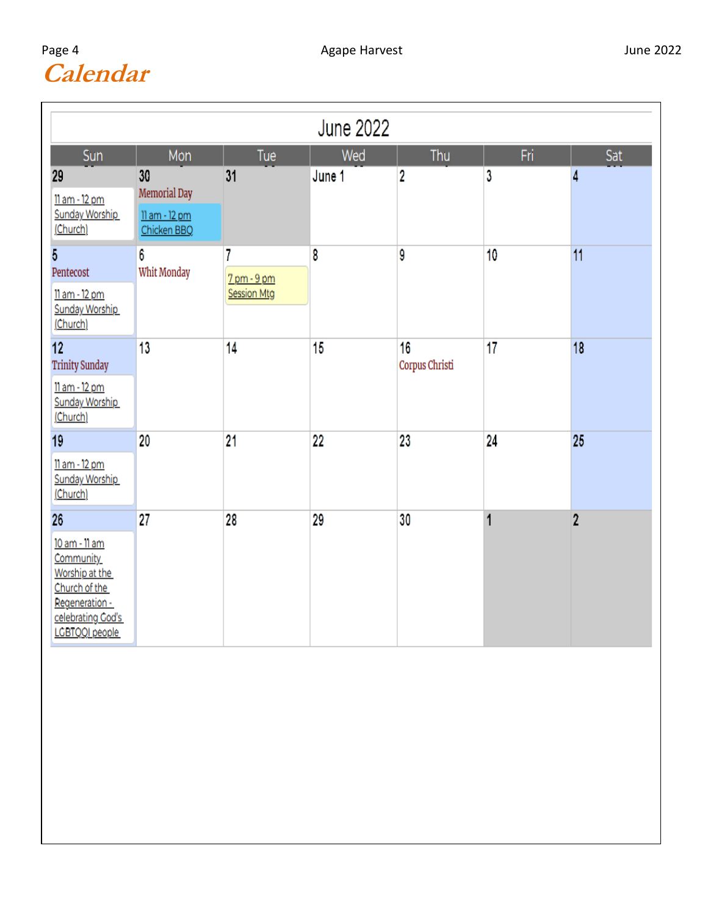# Calendar

**June 2022**

| Sun | Mon | Tue | Wed | Thu | Fri | Sat |
|---|---|---|---|---|---|---|
| 29<br>11 am - 12 pm Sunday Worship (Church) | 30<br>Memorial Day<br>11 am - 12 pm Chicken BBQ | 31 | June 1 | 2 | 3 | 4 |
| 5<br>Pentecost<br>11 am - 12 pm Sunday Worship (Church) | 6<br>Whit Monday | 7<br>7 pm - 9 pm Session Mtg | 8 | 9 | 10 | 11 |
| 12<br>Trinity Sunday<br>11 am - 12 pm Sunday Worship (Church) | 13 | 14 | 15 | 16<br>Corpus Christi | 17 | 18 |
| 19<br>11 am - 12 pm Sunday Worship (Church) | 20 | 21 | 22 | 23 | 24 | 25 |
| 26<br>10 am - 11 am Community Worship at the Church of the Regeneration - celebrating God's LGBTQQI people | 27 | 28 | 29 | 30 | 1 | 2 |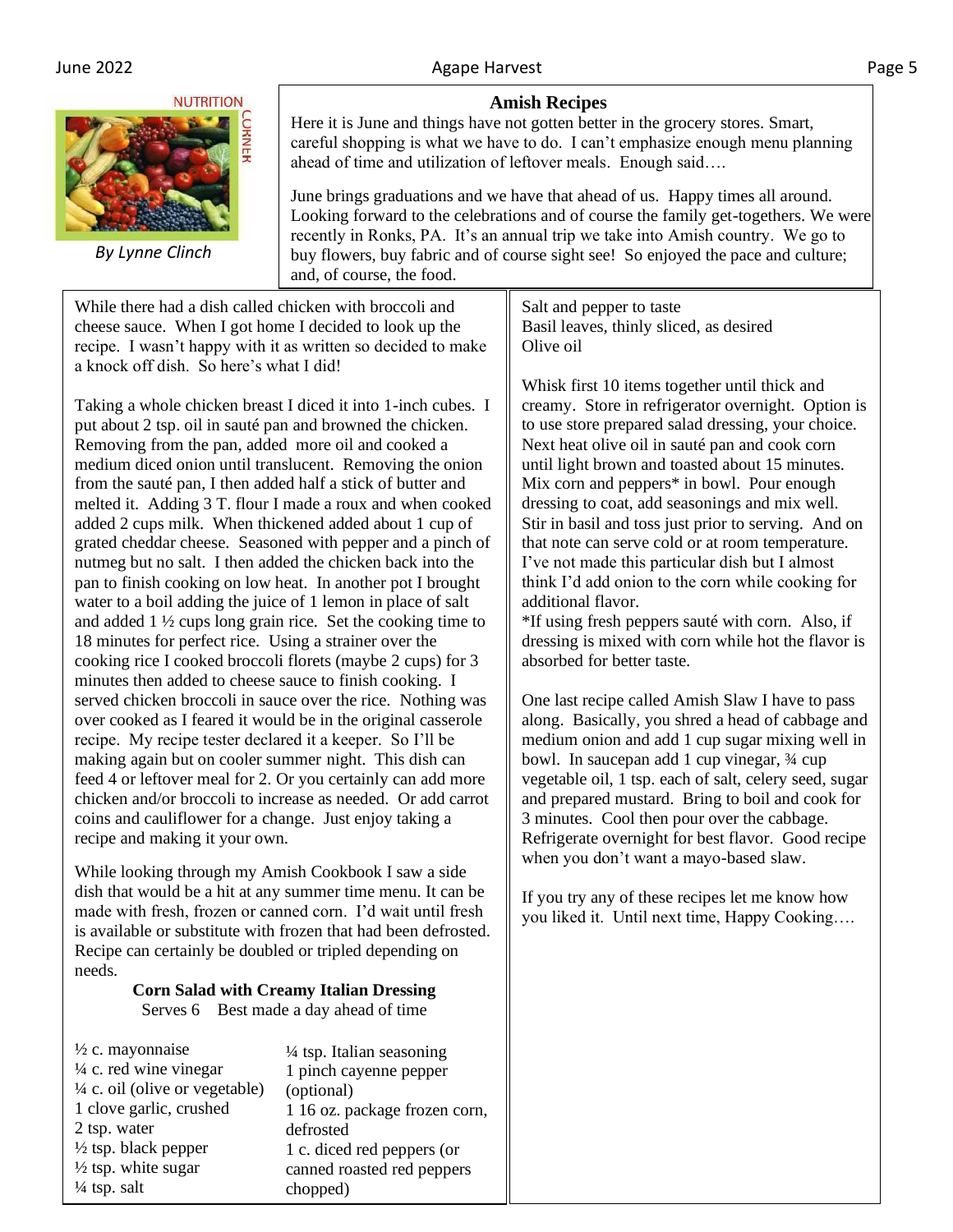NUTRITION CORNER

*By Lynne Clinch*

## Amish Recipes

Here it is June and things have not gotten better in the grocery stores. Smart, careful shopping is what we have to do. I can't emphasize enough menu planning ahead of time and utilization of leftover meals. Enough said….

June brings graduations and we have that ahead of us. Happy times all around. Looking forward to the celebrations and of course the family get-togethers. We were recently in Ronks, PA. It's an annual trip we take into Amish country. We go to buy flowers, buy fabric and of course sight see! So enjoyed the pace and culture; and, of course, the food.

While there had a dish called chicken with broccoli and cheese sauce. When I got home I decided to look up the recipe. I wasn't happy with it as written so decided to make a knock off dish. So here's what I did!

Taking a whole chicken breast I diced it into 1-inch cubes. I put about 2 tsp. oil in sauté pan and browned the chicken. Removing from the pan, added more oil and cooked a medium diced onion until translucent. Removing the onion from the sauté pan, I then added half a stick of butter and melted it. Adding 3 T. flour I made a roux and when cooked added 2 cups milk. When thickened added about 1 cup of grated cheddar cheese. Seasoned with pepper and a pinch of nutmeg but no salt. I then added the chicken back into the pan to finish cooking on low heat. In another pot I brought water to a boil adding the juice of 1 lemon in place of salt and added 1 ½ cups long grain rice. Set the cooking time to 18 minutes for perfect rice. Using a strainer over the cooking rice I cooked broccoli florets (maybe 2 cups) for 3 minutes then added to cheese sauce to finish cooking. I served chicken broccoli in sauce over the rice. Nothing was over cooked as I feared it would be in the original casserole recipe. My recipe tester declared it a keeper. So I'll be making again but on cooler summer night. This dish can feed 4 or leftover meal for 2. Or you certainly can add more chicken and/or broccoli to increase as needed. Or add carrot coins and cauliflower for a change. Just enjoy taking a recipe and making it your own.

While looking through my Amish Cookbook I saw a side dish that would be a hit at any summer time menu. It can be made with fresh, frozen or canned corn. I'd wait until fresh is available or substitute with frozen that had been defrosted. Recipe can certainly be doubled or tripled depending on needs.

### Corn Salad with Creamy Italian Dressing

Serves 6  Best made a day ahead of time

- ½ c. mayonnaise
- ¼ c. red wine vinegar
- ¼ c. oil (olive or vegetable)
- 1 clove garlic, crushed
- 2 tsp. water
- ½ tsp. black pepper
- ½ tsp. white sugar
- ¼ tsp. salt
- ¼ tsp. Italian seasoning
- 1 pinch cayenne pepper (optional)
- 1 16 oz. package frozen corn, defrosted
- 1 c. diced red peppers (or canned roasted red peppers chopped)
- Salt and pepper to taste
- Basil leaves, thinly sliced, as desired
- Olive oil

Whisk first 10 items together until thick and creamy. Store in refrigerator overnight. Option is to use store prepared salad dressing, your choice. Next heat olive oil in sauté pan and cook corn until light brown and toasted about 15 minutes. Mix corn and peppers* in bowl. Pour enough dressing to coat, add seasonings and mix well. Stir in basil and toss just prior to serving. And on that note can serve cold or at room temperature. I've not made this particular dish but I almost think I'd add onion to the corn while cooking for additional flavor.

*If using fresh peppers sauté with corn. Also, if dressing is mixed with corn while hot the flavor is absorbed for better taste.

One last recipe called Amish Slaw I have to pass along. Basically, you shred a head of cabbage and medium onion and add 1 cup sugar mixing well in bowl. In saucepan add 1 cup vinegar, ¾ cup vegetable oil, 1 tsp. each of salt, celery seed, sugar and prepared mustard. Bring to boil and cook for 3 minutes. Cool then pour over the cabbage. Refrigerate overnight for best flavor. Good recipe when you don't want a mayo-based slaw.

If you try any of these recipes let me know how you liked it. Until next time, Happy Cooking….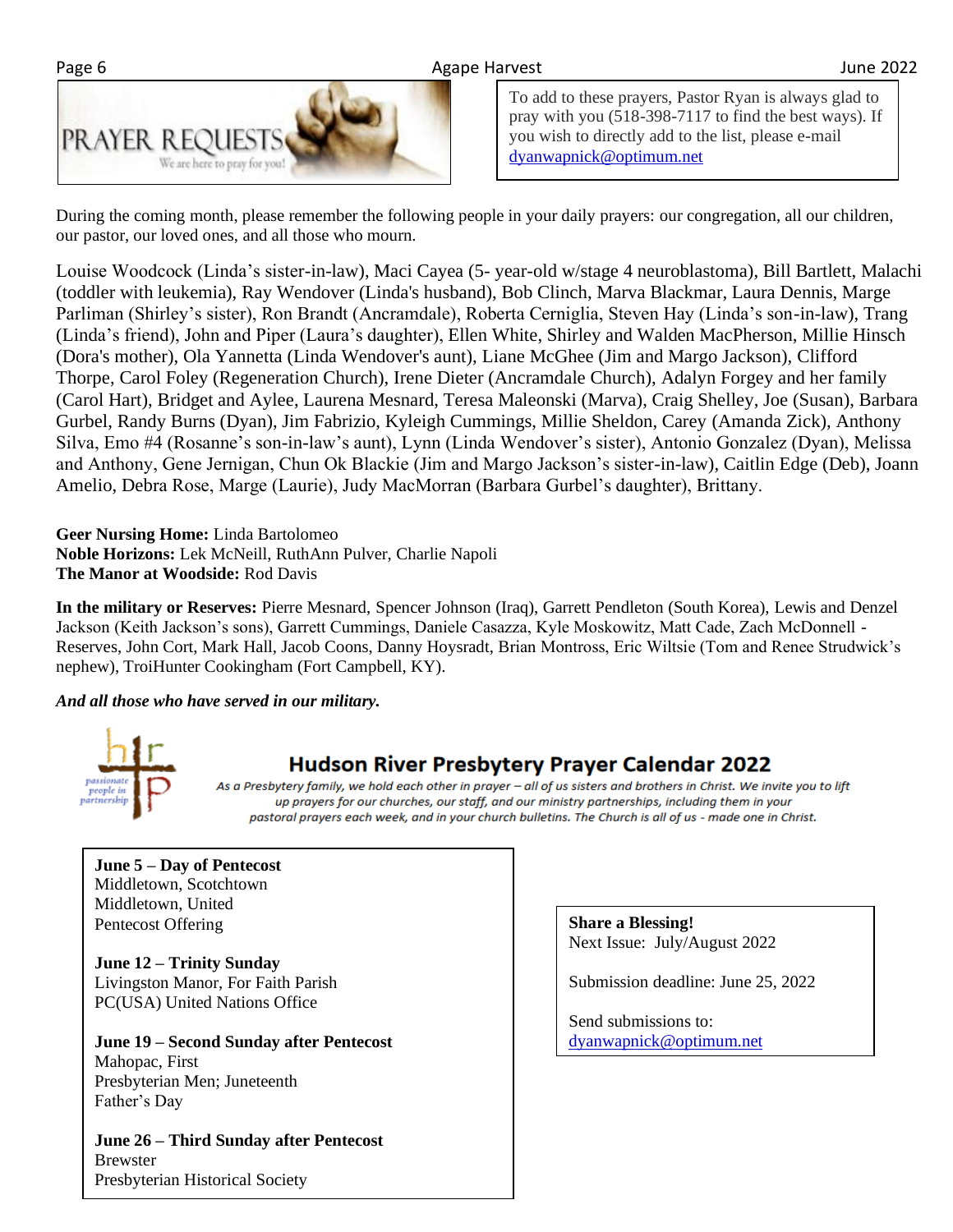# PRAYER REQUESTS

We are here to pray for you!

To add to these prayers, Pastor Ryan is always glad to pray with you (518-398-7117 to find the best ways). If you wish to directly add to the list, please e-mail dyanwapnick@optimum.net

During the coming month, please remember the following people in your daily prayers: our congregation, all our children, our pastor, our loved ones, and all those who mourn.

Louise Woodcock (Linda's sister-in-law), Maci Cayea (5- year-old w/stage 4 neuroblastoma), Bill Bartlett, Malachi (toddler with leukemia), Ray Wendover (Linda's husband), Bob Clinch, Marva Blackmar, Laura Dennis, Marge Parliman (Shirley's sister), Ron Brandt (Ancramdale), Roberta Cerniglia, Steven Hay (Linda's son-in-law), Trang (Linda's friend), John and Piper (Laura's daughter), Ellen White, Shirley and Walden MacPherson, Millie Hinsch (Dora's mother), Ola Yannetta (Linda Wendover's aunt), Liane McGhee (Jim and Margo Jackson), Clifford Thorpe, Carol Foley (Regeneration Church), Irene Dieter (Ancramdale Church), Adalyn Forgey and her family (Carol Hart), Bridget and Aylee, Laurena Mesnard, Teresa Maleonski (Marva), Craig Shelley, Joe (Susan), Barbara Gurbel, Randy Burns (Dyan), Jim Fabrizio, Kyleigh Cummings, Millie Sheldon, Carey (Amanda Zick), Anthony Silva, Emo #4 (Rosanne's son-in-law's aunt), Lynn (Linda Wendover's sister), Antonio Gonzalez (Dyan), Melissa and Anthony, Gene Jernigan, Chun Ok Blackie (Jim and Margo Jackson's sister-in-law), Caitlin Edge (Deb), Joann Amelio, Debra Rose, Marge (Laurie), Judy MacMorran (Barbara Gurbel's daughter), Brittany.

**Geer Nursing Home:** Linda Bartolomeo
**Noble Horizons:** Lek McNeill, RuthAnn Pulver, Charlie Napoli
**The Manor at Woodside:** Rod Davis

**In the military or Reserves:** Pierre Mesnard, Spencer Johnson (Iraq), Garrett Pendleton (South Korea), Lewis and Denzel Jackson (Keith Jackson's sons), Garrett Cummings, Daniele Casazza, Kyle Moskowitz, Matt Cade, Zach McDonnell - Reserves, John Cort, Mark Hall, Jacob Coons, Danny Hoysradt, Brian Montross, Eric Wiltsie (Tom and Renee Strudwick's nephew), TroiHunter Cookingham (Fort Campbell, KY).

***And all those who have served in our military.***

## Hudson River Presbytery Prayer Calendar 2022

hrp — passionate people in partnership

*As a Presbytery family, we hold each other in prayer – all of us sisters and brothers in Christ. We invite you to lift up prayers for our churches, our staff, and our ministry partnerships, including them in your pastoral prayers each week, and in your church bulletins. The Church is all of us - made one in Christ.*

**June 5 – Day of Pentecost**
Middletown, Scotchtown
Middletown, United
Pentecost Offering

**June 12 – Trinity Sunday**
Livingston Manor, For Faith Parish
PC(USA) United Nations Office

**June 19 – Second Sunday after Pentecost**
Mahopac, First
Presbyterian Men; Juneteenth
Father's Day

**June 26 – Third Sunday after Pentecost**
Brewster
Presbyterian Historical Society

**Share a Blessing!**
Next Issue: July/August 2022

Submission deadline: June 25, 2022

Send submissions to:
dyanwapnick@optimum.net